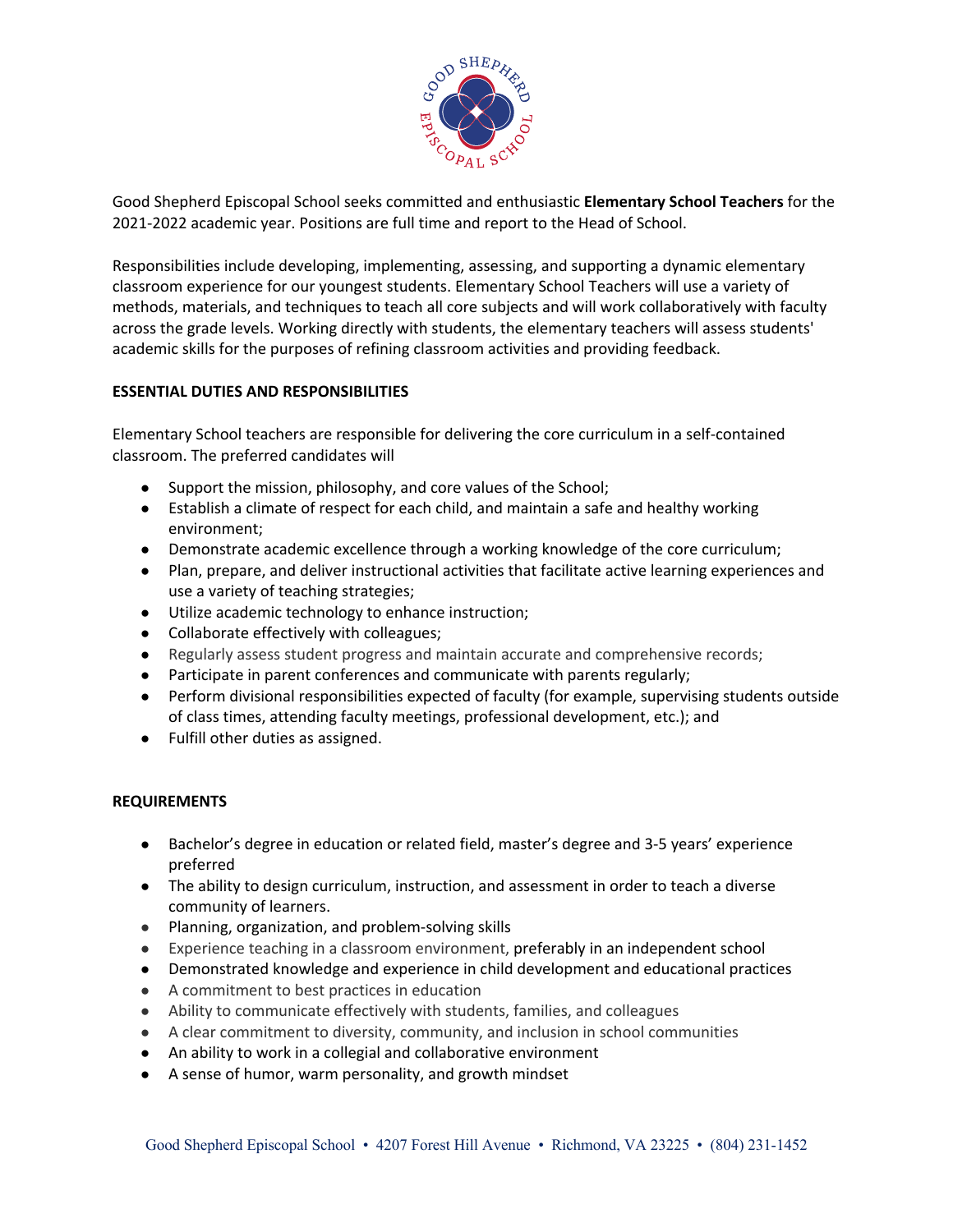Good Shepherd Episcopal School seeks committed and enthusiastic **Elementary School Teachers** for the 2021-2022 academic year. Positions are full time and report to the Head of School.

Responsibilities include developing, implementing, assessing, and supporting a dynamic elementary classroom experience for our youngest students. Elementary School Teachers will use a variety of methods, materials, and techniques to teach all core subjects and will work collaboratively with faculty across the grade levels. Working directly with students, the elementary teachers will assess students' academic skills for the purposes of refining classroom activities and providing feedback.

**ESSENTIAL DUTIES AND RESPONSIBILITIES**

Elementary School teachers are responsible for delivering the core curriculum in a self-contained classroom. The preferred candidates will

- Support the mission, philosophy, and core values of the School;
- Establish a climate of respect for each child, and maintain a safe and healthy working environment;
- Demonstrate academic excellence through a working knowledge of the core curriculum;
- Plan, prepare, and deliver instructional activities that facilitate active learning experiences and use a variety of teaching strategies;
- Utilize academic technology to enhance instruction;
- Collaborate effectively with colleagues;
- Regularly assess student progress and maintain accurate and comprehensive records;
- Participate in parent conferences and communicate with parents regularly;
- Perform divisional responsibilities expected of faculty (for example, supervising students outside of class times, attending faculty meetings, professional development, etc.); and
- Fulfill other duties as assigned.

**REQUIREMENTS**

- Bachelor's degree in education or related field, master's degree and 3-5 years' experience preferred
- The ability to design curriculum, instruction, and assessment in order to teach a diverse community of learners.
- Planning, organization, and problem-solving skills
- Experience teaching in a classroom environment, preferably in an independent school
- Demonstrated knowledge and experience in child development and educational practices
- A commitment to best practices in education
- Ability to communicate effectively with students, families, and colleagues
- A clear commitment to diversity, community, and inclusion in school communities
- An ability to work in a collegial and collaborative environment
- A sense of humor, warm personality, and growth mindset

Good Shepherd Episcopal School • 4207 Forest Hill Avenue • Richmond, VA 23225 • (804) 231-1452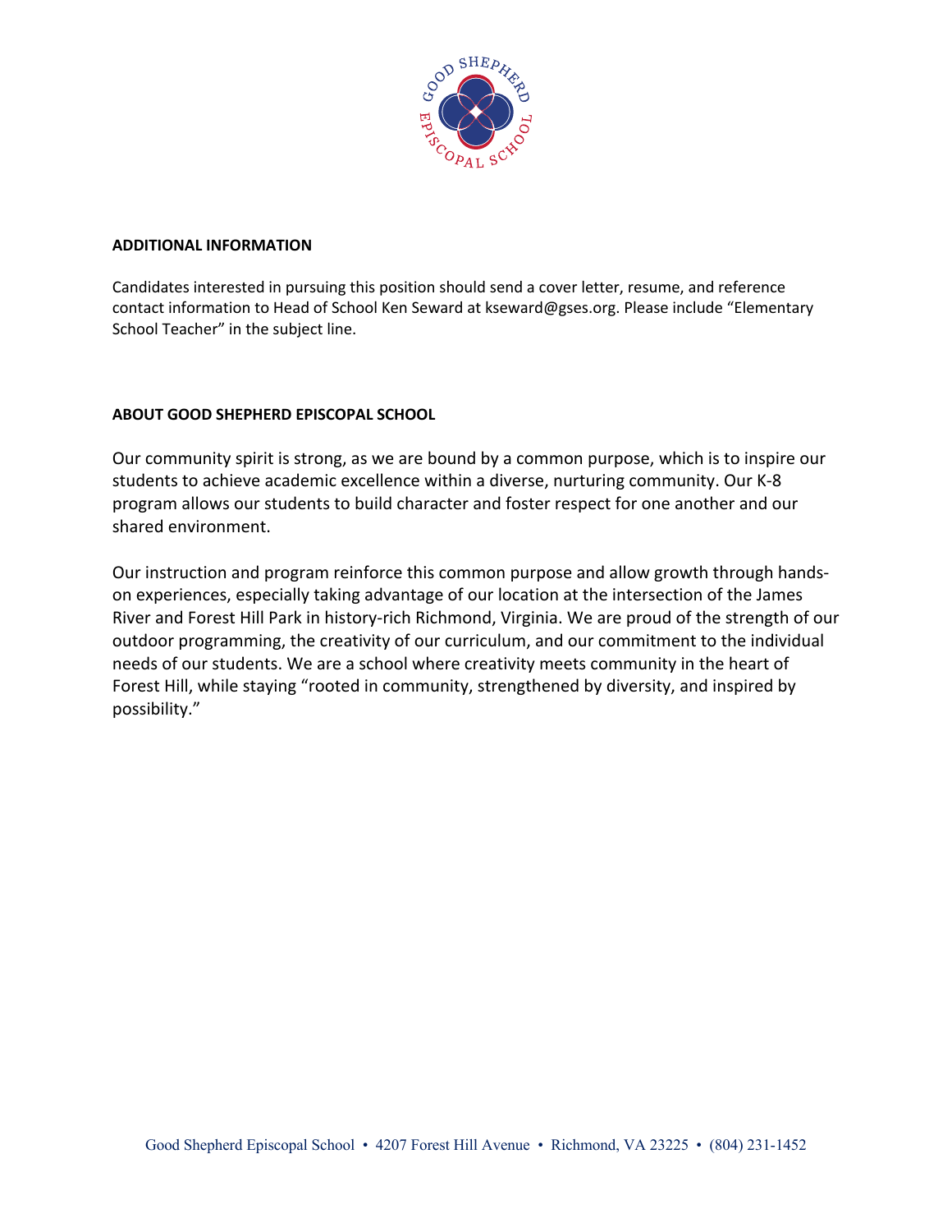## ADDITIONAL INFORMATION

Candidates interested in pursuing this position should send a cover letter, resume, and reference contact information to Head of School Ken Seward at kseward@gses.org. Please include "Elementary School Teacher" in the subject line.

## ABOUT GOOD SHEPHERD EPISCOPAL SCHOOL

Our community spirit is strong, as we are bound by a common purpose, which is to inspire our students to achieve academic excellence within a diverse, nurturing community. Our K-8 program allows our students to build character and foster respect for one another and our shared environment.

Our instruction and program reinforce this common purpose and allow growth through hands-on experiences, especially taking advantage of our location at the intersection of the James River and Forest Hill Park in history-rich Richmond, Virginia. We are proud of the strength of our outdoor programming, the creativity of our curriculum, and our commitment to the individual needs of our students. We are a school where creativity meets community in the heart of Forest Hill, while staying "rooted in community, strengthened by diversity, and inspired by possibility."